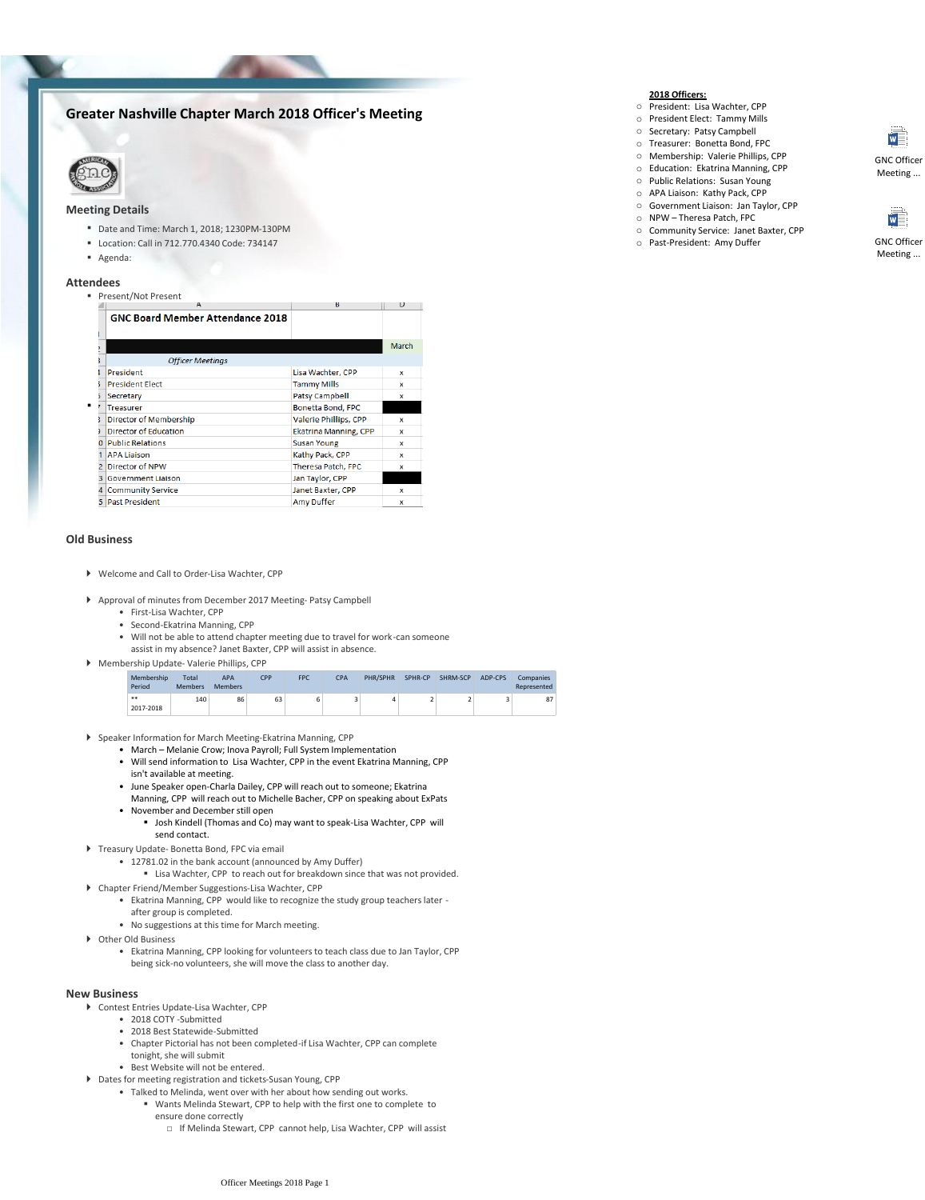# Greater Nashville Chapter March 2018 Officer's Meeting

**2018 Officers:**

- President: Lisa Wachter, CPP
- President Elect: Tammy Mills
- Secretary: Patsy Campbell
- Treasurer: Bonetta Bond, FPC
- Membership: Valerie Phillips, CPP
- Education: Ekatrina Manning, CPP
- Public Relations: Susan Young
- APA Liaison: Kathy Pack, CPP
- Government Liaison: Jan Taylor, CPP
- NPW – Theresa Patch, FPC
- Community Service: Janet Baxter, CPP
- Past-President: Amy Duffer

GNC Officer Meeting ...

GNC Officer Meeting ...

## Meeting Details

- Date and Time: March 1, 2018; 1230PM-130PM
- Location: Call in 712.770.4340 Code: 734147
- Agenda:

## Attendees

- Present/Not Present

| GNC Board Member Attendance 2018 | | March |
|---|---|---|
| *Officer Meetings* | | |
| President | Lisa Wachter, CPP | x |
| President Elect | Tammy Mills | x |
| Secretary | Patsy Campbell | x |
| Treasurer | Bonetta Bond, FPC | |
| Director of Membership | Valerie Phillips, CPP | x |
| Director of Education | Ekatrina Manning, CPP | x |
| Public Relations | Susan Young | x |
| APA Liaison | Kathy Pack, CPP | x |
| Director of NPW | Theresa Patch, FPC | x |
| Government Liaison | Jan Taylor, CPP | |
| Community Service | Janet Baxter, CPP | x |
| Past President | Amy Duffer | x |

## Old Business

- Welcome and Call to Order-Lisa Wachter, CPP
- Approval of minutes from December 2017 Meeting- Patsy Campbell
  - First-Lisa Wachter, CPP
  - Second-Ekatrina Manning, CPP
  - Will not be able to attend chapter meeting due to travel for work-can someone assist in my absence? Janet Baxter, CPP will assist in absence.
- Membership Update- Valerie Phillips, CPP

| Membership Period | Total Members | APA Members | CPP | FPC | CPA | PHR/SPHR | SPHR-CP | SHRM-SCP | ADP-CPS | Companies Represented |
|---|---|---|---|---|---|---|---|---|---|---|
| ** 2017-2018 | 140 | 86 | 63 | 6 | 3 | 4 | 2 | 2 | 3 | 87 |

- Speaker Information for March Meeting-Ekatrina Manning, CPP
  - March – Melanie Crow; Inova Payroll; Full System Implementation
  - Will send information to Lisa Wachter, CPP in the event Ekatrina Manning, CPP isn't available at meeting.
  - June Speaker open-Charla Dailey, CPP will reach out to someone; Ekatrina Manning, CPP will reach out to Michelle Bacher, CPP on speaking about ExPats
  - November and December still open
    - Josh Kindell (Thomas and Co) may want to speak-Lisa Wachter, CPP will send contact.
- Treasury Update- Bonetta Bond, FPC via email
  - 12781.02 in the bank account (announced by Amy Duffer)
    - Lisa Wachter, CPP to reach out for breakdown since that was not provided.
- Chapter Friend/Member Suggestions-Lisa Wachter, CPP
  - Ekatrina Manning, CPP would like to recognize the study group teachers later - after group is completed.
  - No suggestions at this time for March meeting.
- Other Old Business
  - Ekatrina Manning, CPP looking for volunteers to teach class due to Jan Taylor, CPP being sick-no volunteers, she will move the class to another day.

## New Business

- Contest Entries Update-Lisa Wachter, CPP
  - 2018 COTY -Submitted
  - 2018 Best Statewide-Submitted
  - Chapter Pictorial has not been completed-if Lisa Wachter, CPP can complete tonight, she will submit
  - Best Website will not be entered.
- Dates for meeting registration and tickets-Susan Young, CPP
  - Talked to Melinda, went over with her about how sending out works.
    - Wants Melinda Stewart, CPP to help with the first one to complete to ensure done correctly
      - If Melinda Stewart, CPP cannot help, Lisa Wachter, CPP will assist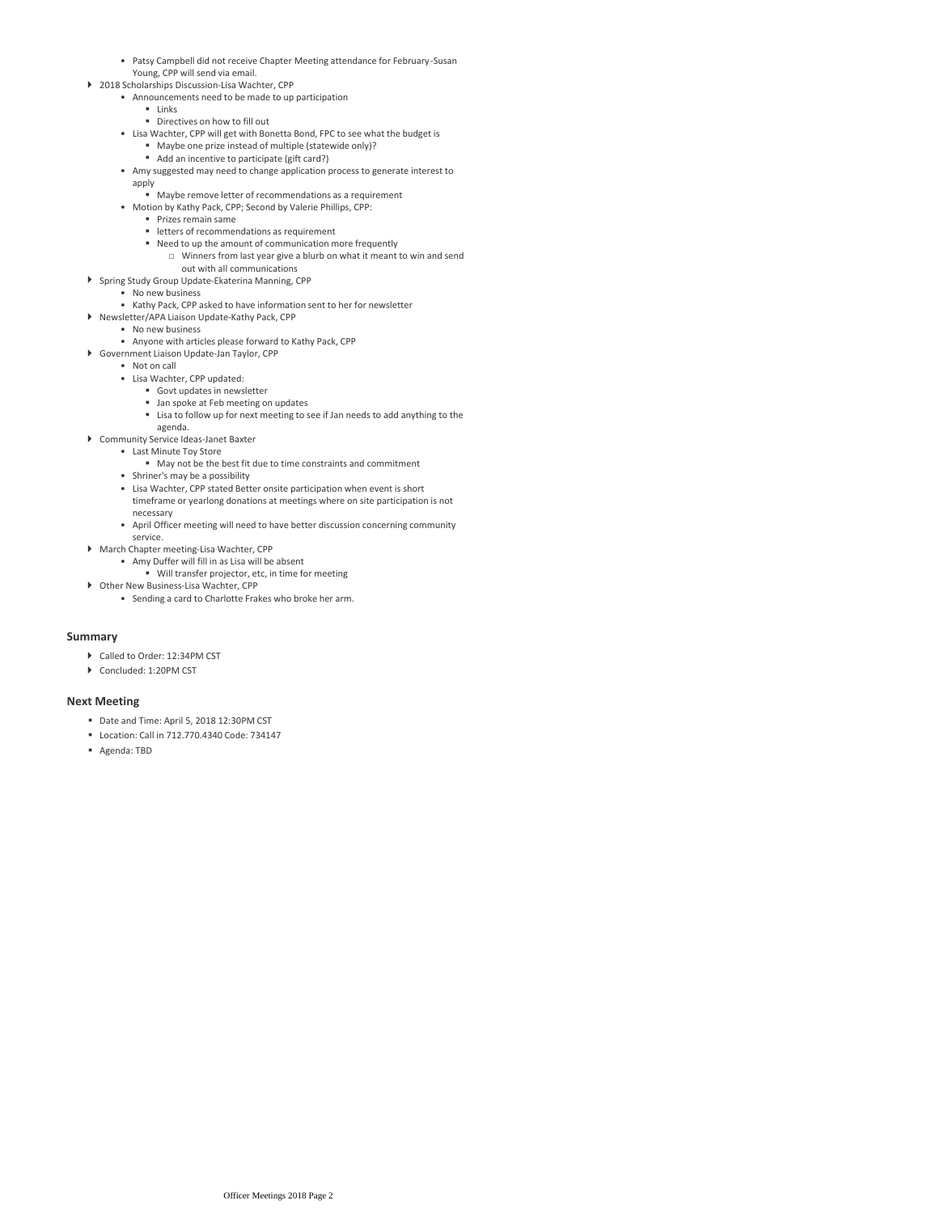- Patsy Campbell did not receive Chapter Meeting attendance for February-Susan Young, CPP will send via email.
- 2018 Scholarships Discussion-Lisa Wachter, CPP
    - Announcements need to be made to up participation
        - Links
        - Directives on how to fill out
    - Lisa Wachter, CPP will get with Bonetta Bond, FPC to see what the budget is
        - Maybe one prize instead of multiple (statewide only)?
        - Add an incentive to participate (gift card?)
    - Amy suggested may need to change application process to generate interest to apply
        - Maybe remove letter of recommendations as a requirement
    - Motion by Kathy Pack, CPP; Second by Valerie Phillips, CPP:
        - Prizes remain same
        - letters of recommendations as requirement
        - Need to up the amount of communication more frequently
            - Winners from last year give a blurb on what it meant to win and send out with all communications
- Spring Study Group Update-Ekaterina Manning, CPP
    - No new business
    - Kathy Pack, CPP asked to have information sent to her for newsletter
- Newsletter/APA Liaison Update-Kathy Pack, CPP
    - No new business
    - Anyone with articles please forward to Kathy Pack, CPP
- Government Liaison Update-Jan Taylor, CPP
    - Not on call
    - Lisa Wachter, CPP updated:
        - Govt updates in newsletter
        - Jan spoke at Feb meeting on updates
        - Lisa to follow up for next meeting to see if Jan needs to add anything to the agenda.
- Community Service Ideas-Janet Baxter
    - Last Minute Toy Store
        - May not be the best fit due to time constraints and commitment
    - Shriner's may be a possibility
    - Lisa Wachter, CPP stated Better onsite participation when event is short timeframe or yearlong donations at meetings where on site participation is not necessary
    - April Officer meeting will need to have better discussion concerning community service.
- March Chapter meeting-Lisa Wachter, CPP
    - Amy Duffer will fill in as Lisa will be absent
        - Will transfer projector, etc, in time for meeting
- Other New Business-Lisa Wachter, CPP
    - Sending a card to Charlotte Frakes who broke her arm.

### Summary

- Called to Order: 12:34PM CST
- Concluded: 1:20PM CST

### Next Meeting

- Date and Time: April 5, 2018 12:30PM CST
- Location: Call in 712.770.4340 Code: 734147
- Agenda: TBD